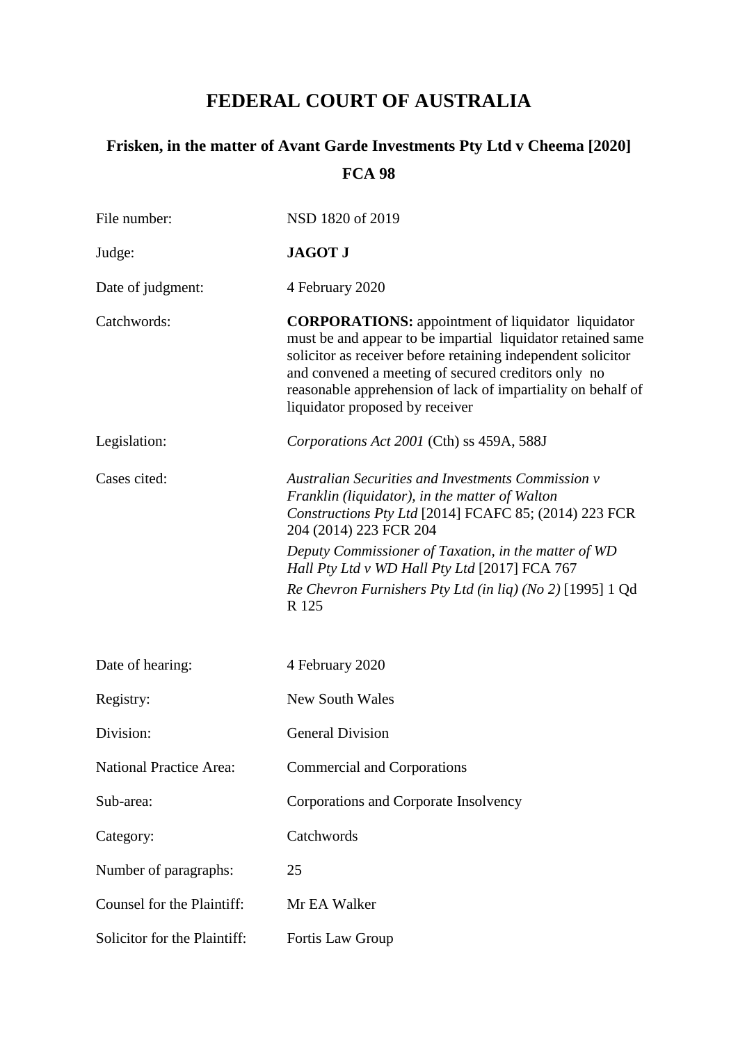# FEDERAL COURT OF AUSTRALIA

## Frisken, in the matter of Avant Garde Investments Pty Ltd v Cheema [2020] FCA 98

| | |
|---|---|
| File number: | NSD 1820 of 2019 |
| Judge: | **JAGOT J** |
| Date of judgment: | 4 February 2020 |
| Catchwords: | **CORPORATIONS:** appointment of liquidator  liquidator must be and appear to be impartial  liquidator retained same solicitor as receiver before retaining independent solicitor and convened a meeting of secured creditors only  no reasonable apprehension of lack of impartiality on behalf of liquidator proposed by receiver |
| Legislation: | *Corporations Act 2001* (Cth) ss 459A, 588J |
| Cases cited: | *Australian Securities and Investments Commission v Franklin (liquidator), in the matter of Walton Constructions Pty Ltd* [2014] FCAFC 85; (2014) 223 FCR 204 (2014) 223 FCR 204<br>*Deputy Commissioner of Taxation, in the matter of WD Hall Pty Ltd v WD Hall Pty Ltd* [2017] FCA 767<br>*Re Chevron Furnishers Pty Ltd (in liq) (No 2)* [1995] 1 Qd R 125 |
| Date of hearing: | 4 February 2020 |
| Registry: | New South Wales |
| Division: | General Division |
| National Practice Area: | Commercial and Corporations |
| Sub-area: | Corporations and Corporate Insolvency |
| Category: | Catchwords |
| Number of paragraphs: | 25 |
| Counsel for the Plaintiff: | Mr EA Walker |
| Solicitor for the Plaintiff: | Fortis Law Group |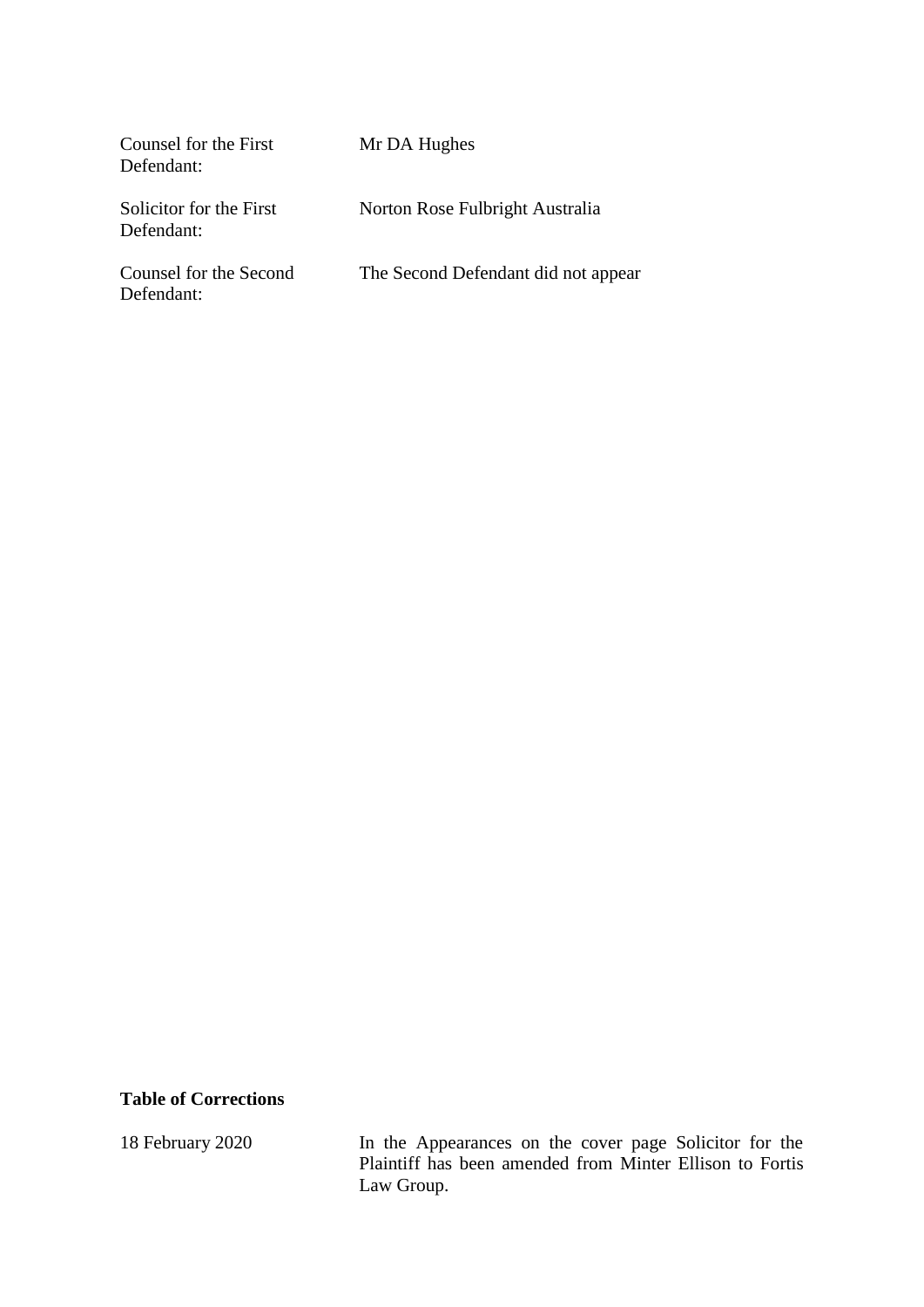| | |
|---|---|
| Counsel for the First Defendant: | Mr DA Hughes |
| Solicitor for the First Defendant: | Norton Rose Fulbright Australia |
| Counsel for the Second Defendant: | The Second Defendant did not appear |

**Table of Corrections**

| | |
|---|---|
| 18 February 2020 | In the Appearances on the cover page Solicitor for the Plaintiff has been amended from Minter Ellison to Fortis Law Group. |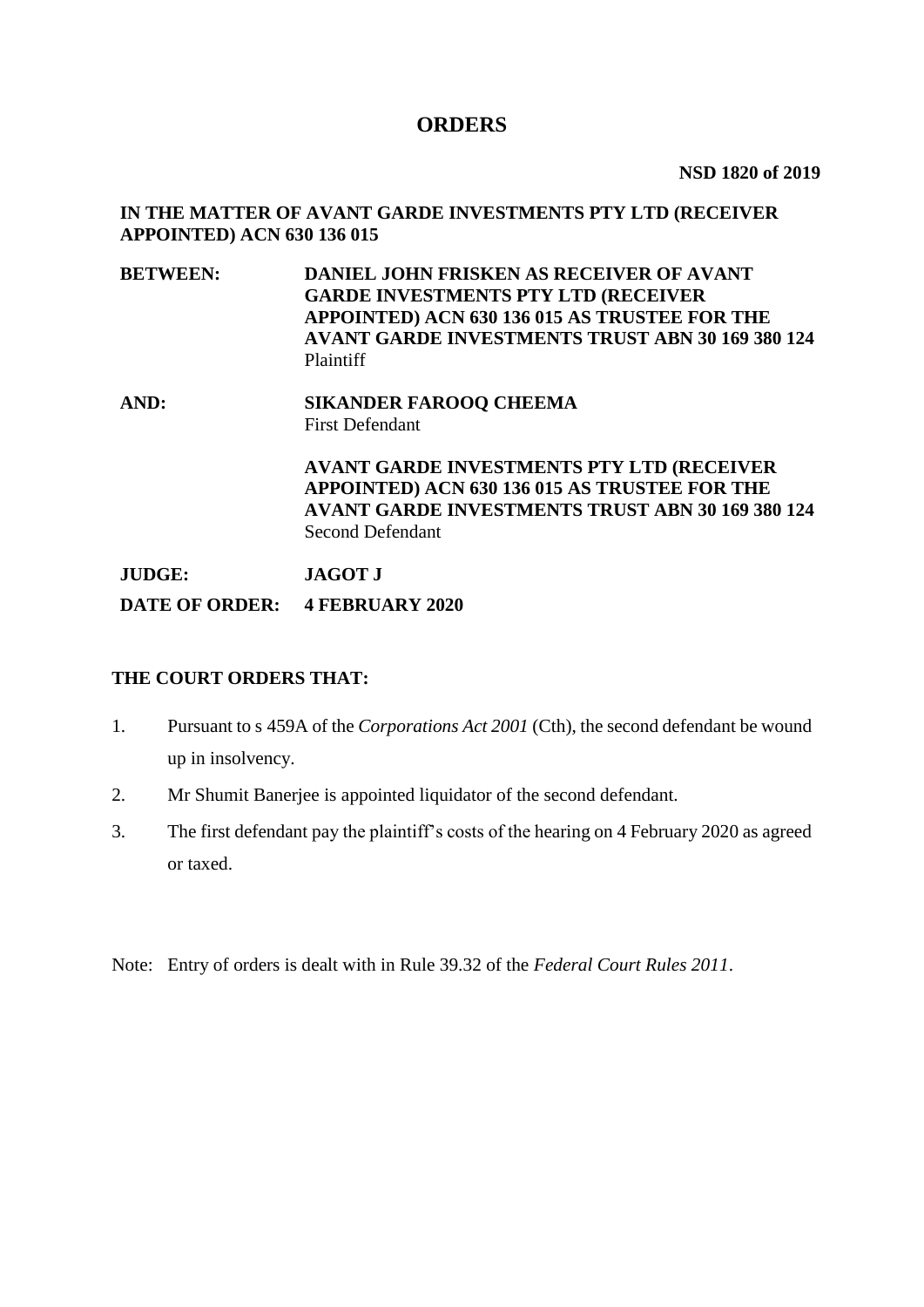# ORDERS

**NSD 1820 of 2019**

**IN THE MATTER OF AVANT GARDE INVESTMENTS PTY LTD (RECEIVER APPOINTED) ACN 630 136 015**

| | |
|---|---|
| **BETWEEN:** | **DANIEL JOHN FRISKEN AS RECEIVER OF AVANT GARDE INVESTMENTS PTY LTD (RECEIVER APPOINTED) ACN 630 136 015 AS TRUSTEE FOR THE AVANT GARDE INVESTMENTS TRUST ABN 30 169 380 124**<br>Plaintiff |
| **AND:** | **SIKANDER FAROOQ CHEEMA**<br>First Defendant |
| | **AVANT GARDE INVESTMENTS PTY LTD (RECEIVER APPOINTED) ACN 630 136 015 AS TRUSTEE FOR THE AVANT GARDE INVESTMENTS TRUST ABN 30 169 380 124**<br>Second Defendant |
| **JUDGE:** | **JAGOT J** |
| **DATE OF ORDER:** | **4 FEBRUARY 2020** |

**THE COURT ORDERS THAT:**

1. Pursuant to s 459A of the *Corporations Act 2001* (Cth), the second defendant be wound up in insolvency.
2. Mr Shumit Banerjee is appointed liquidator of the second defendant.
3. The first defendant pay the plaintiff's costs of the hearing on 4 February 2020 as agreed or taxed.

Note: Entry of orders is dealt with in Rule 39.32 of the *Federal Court Rules 2011*.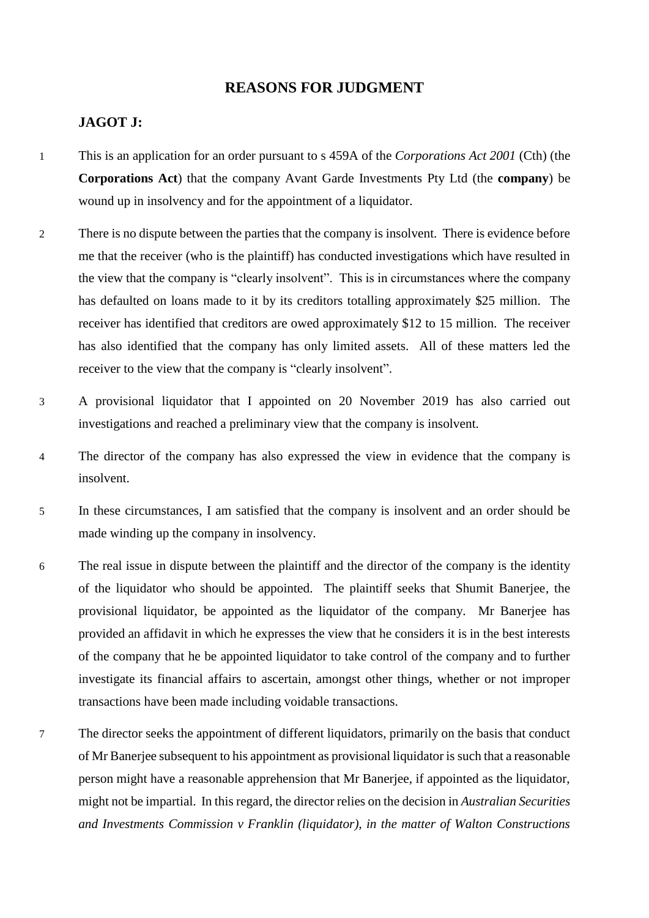## REASONS FOR JUDGMENT

### JAGOT J:

1 This is an application for an order pursuant to s 459A of the *Corporations Act 2001* (Cth) (the **Corporations Act**) that the company Avant Garde Investments Pty Ltd (the **company**) be wound up in insolvency and for the appointment of a liquidator.

2 There is no dispute between the parties that the company is insolvent. There is evidence before me that the receiver (who is the plaintiff) has conducted investigations which have resulted in the view that the company is "clearly insolvent". This is in circumstances where the company has defaulted on loans made to it by its creditors totalling approximately $25 million. The receiver has identified that creditors are owed approximately $12 to 15 million. The receiver has also identified that the company has only limited assets. All of these matters led the receiver to the view that the company is "clearly insolvent".

3 A provisional liquidator that I appointed on 20 November 2019 has also carried out investigations and reached a preliminary view that the company is insolvent.

4 The director of the company has also expressed the view in evidence that the company is insolvent.

5 In these circumstances, I am satisfied that the company is insolvent and an order should be made winding up the company in insolvency.

6 The real issue in dispute between the plaintiff and the director of the company is the identity of the liquidator who should be appointed. The plaintiff seeks that Shumit Banerjee, the provisional liquidator, be appointed as the liquidator of the company. Mr Banerjee has provided an affidavit in which he expresses the view that he considers it is in the best interests of the company that he be appointed liquidator to take control of the company and to further investigate its financial affairs to ascertain, amongst other things, whether or not improper transactions have been made including voidable transactions.

7 The director seeks the appointment of different liquidators, primarily on the basis that conduct of Mr Banerjee subsequent to his appointment as provisional liquidator is such that a reasonable person might have a reasonable apprehension that Mr Banerjee, if appointed as the liquidator, might not be impartial. In this regard, the director relies on the decision in *Australian Securities and Investments Commission v Franklin (liquidator), in the matter of Walton Constructions*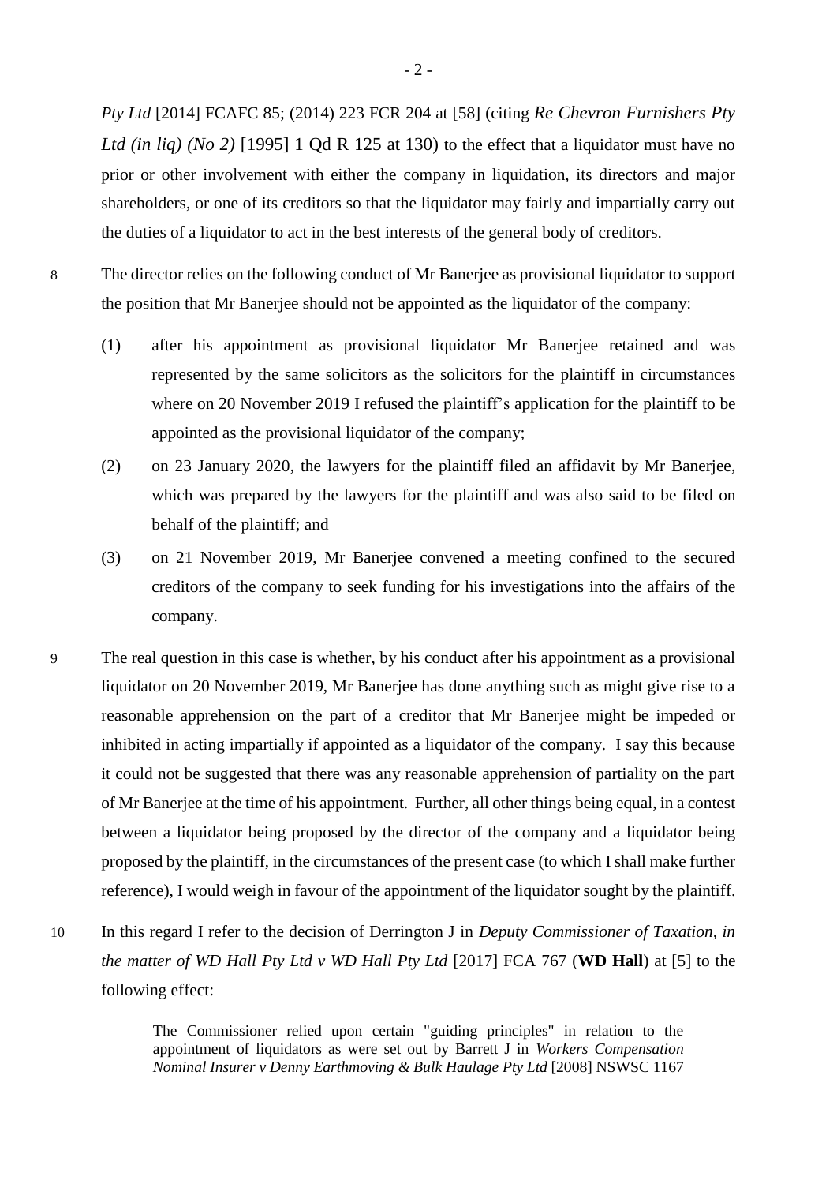*Pty Ltd* [2014] FCAFC 85; (2014) 223 FCR 204 at [58] (citing *Re Chevron Furnishers Pty Ltd (in liq) (No 2)* [1995] 1 Qd R 125 at 130) to the effect that a liquidator must have no prior or other involvement with either the company in liquidation, its directors and major shareholders, or one of its creditors so that the liquidator may fairly and impartially carry out the duties of a liquidator to act in the best interests of the general body of creditors.

8 The director relies on the following conduct of Mr Banerjee as provisional liquidator to support the position that Mr Banerjee should not be appointed as the liquidator of the company:

(1) after his appointment as provisional liquidator Mr Banerjee retained and was represented by the same solicitors as the solicitors for the plaintiff in circumstances where on 20 November 2019 I refused the plaintiff's application for the plaintiff to be appointed as the provisional liquidator of the company;

(2) on 23 January 2020, the lawyers for the plaintiff filed an affidavit by Mr Banerjee, which was prepared by the lawyers for the plaintiff and was also said to be filed on behalf of the plaintiff; and

(3) on 21 November 2019, Mr Banerjee convened a meeting confined to the secured creditors of the company to seek funding for his investigations into the affairs of the company.

9 The real question in this case is whether, by his conduct after his appointment as a provisional liquidator on 20 November 2019, Mr Banerjee has done anything such as might give rise to a reasonable apprehension on the part of a creditor that Mr Banerjee might be impeded or inhibited in acting impartially if appointed as a liquidator of the company. I say this because it could not be suggested that there was any reasonable apprehension of partiality on the part of Mr Banerjee at the time of his appointment. Further, all other things being equal, in a contest between a liquidator being proposed by the director of the company and a liquidator being proposed by the plaintiff, in the circumstances of the present case (to which I shall make further reference), I would weigh in favour of the appointment of the liquidator sought by the plaintiff.

10 In this regard I refer to the decision of Derrington J in *Deputy Commissioner of Taxation, in the matter of WD Hall Pty Ltd v WD Hall Pty Ltd* [2017] FCA 767 (**WD Hall**) at [5] to the following effect:

> The Commissioner relied upon certain "guiding principles" in relation to the appointment of liquidators as were set out by Barrett J in *Workers Compensation Nominal Insurer v Denny Earthmoving & Bulk Haulage Pty Ltd* [2008] NSWSC 1167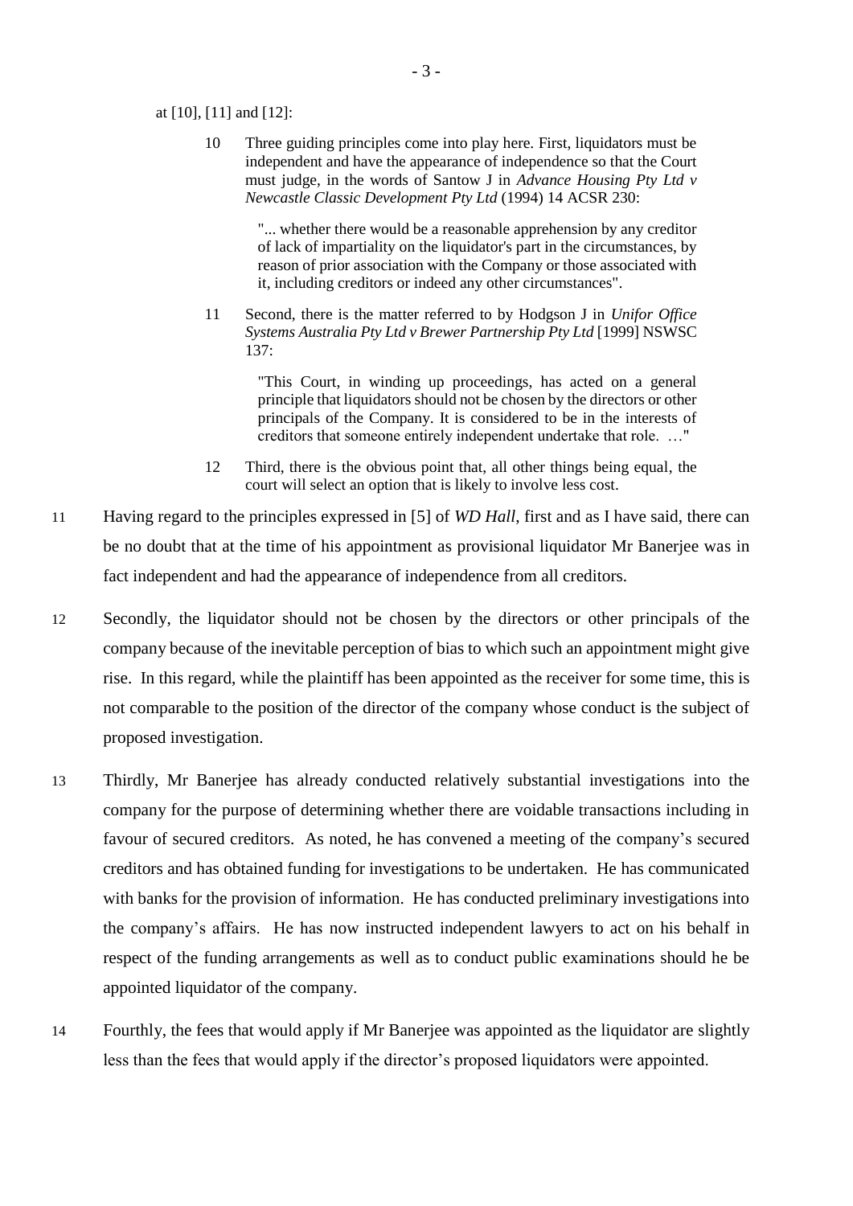at [10], [11] and [12]:

> 10 Three guiding principles come into play here. First, liquidators must be independent and have the appearance of independence so that the Court must judge, in the words of Santow J in *Advance Housing Pty Ltd v Newcastle Classic Development Pty Ltd* (1994) 14 ACSR 230:
>
> > "... whether there would be a reasonable apprehension by any creditor of lack of impartiality on the liquidator's part in the circumstances, by reason of prior association with the Company or those associated with it, including creditors or indeed any other circumstances".
>
> 11 Second, there is the matter referred to by Hodgson J in *Unifor Office Systems Australia Pty Ltd v Brewer Partnership Pty Ltd* [1999] NSWSC 137:
>
> > "This Court, in winding up proceedings, has acted on a general principle that liquidators should not be chosen by the directors or other principals of the Company. It is considered to be in the interests of creditors that someone entirely independent undertake that role. …"
>
> 12 Third, there is the obvious point that, all other things being equal, the court will select an option that is likely to involve less cost.

11 Having regard to the principles expressed in [5] of *WD Hall*, first and as I have said, there can be no doubt that at the time of his appointment as provisional liquidator Mr Banerjee was in fact independent and had the appearance of independence from all creditors.

12 Secondly, the liquidator should not be chosen by the directors or other principals of the company because of the inevitable perception of bias to which such an appointment might give rise. In this regard, while the plaintiff has been appointed as the receiver for some time, this is not comparable to the position of the director of the company whose conduct is the subject of proposed investigation.

13 Thirdly, Mr Banerjee has already conducted relatively substantial investigations into the company for the purpose of determining whether there are voidable transactions including in favour of secured creditors. As noted, he has convened a meeting of the company's secured creditors and has obtained funding for investigations to be undertaken. He has communicated with banks for the provision of information. He has conducted preliminary investigations into the company's affairs. He has now instructed independent lawyers to act on his behalf in respect of the funding arrangements as well as to conduct public examinations should he be appointed liquidator of the company.

14 Fourthly, the fees that would apply if Mr Banerjee was appointed as the liquidator are slightly less than the fees that would apply if the director's proposed liquidators were appointed.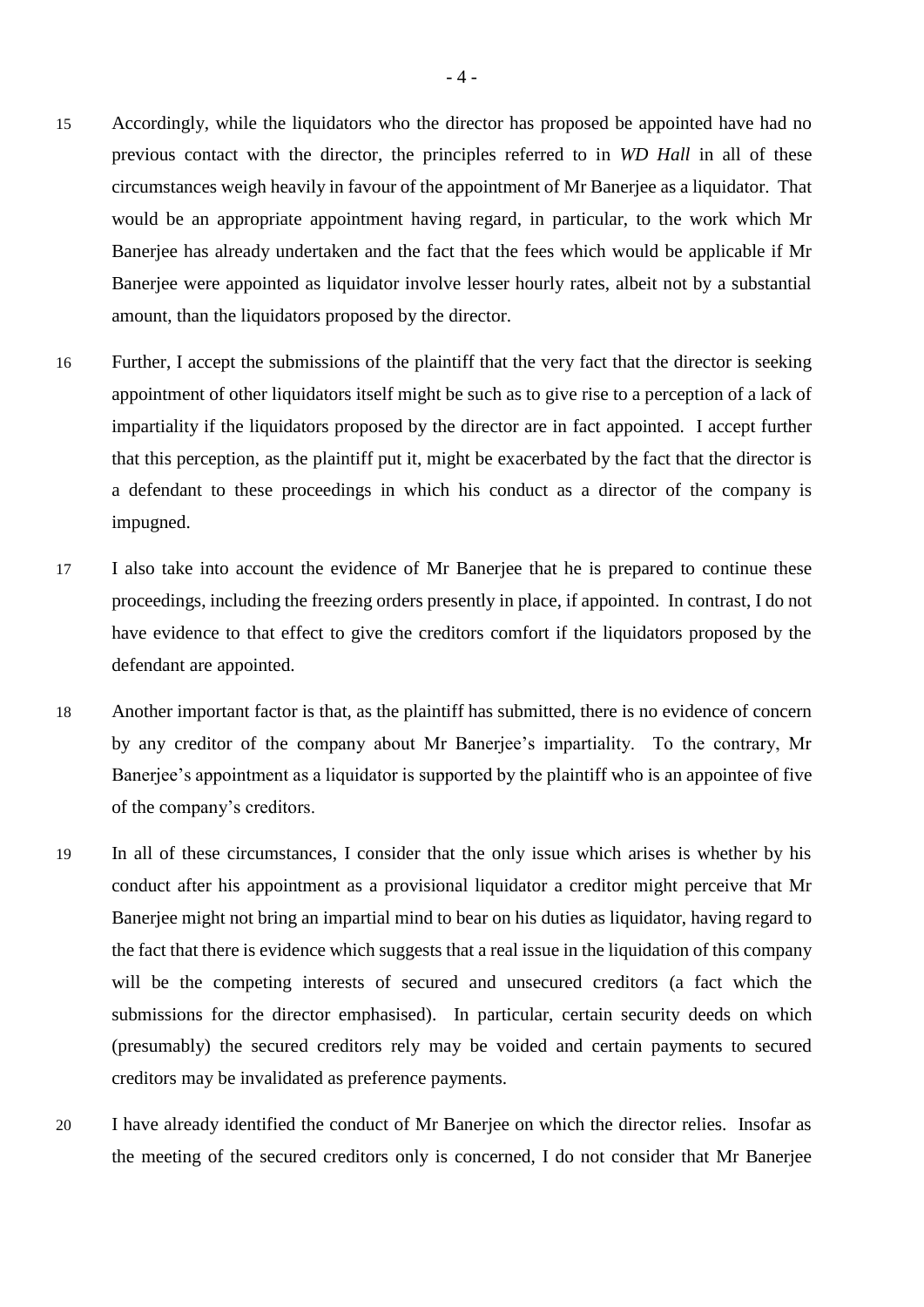15 Accordingly, while the liquidators who the director has proposed be appointed have had no previous contact with the director, the principles referred to in *WD Hall* in all of these circumstances weigh heavily in favour of the appointment of Mr Banerjee as a liquidator. That would be an appropriate appointment having regard, in particular, to the work which Mr Banerjee has already undertaken and the fact that the fees which would be applicable if Mr Banerjee were appointed as liquidator involve lesser hourly rates, albeit not by a substantial amount, than the liquidators proposed by the director.

16 Further, I accept the submissions of the plaintiff that the very fact that the director is seeking appointment of other liquidators itself might be such as to give rise to a perception of a lack of impartiality if the liquidators proposed by the director are in fact appointed. I accept further that this perception, as the plaintiff put it, might be exacerbated by the fact that the director is a defendant to these proceedings in which his conduct as a director of the company is impugned.

17 I also take into account the evidence of Mr Banerjee that he is prepared to continue these proceedings, including the freezing orders presently in place, if appointed. In contrast, I do not have evidence to that effect to give the creditors comfort if the liquidators proposed by the defendant are appointed.

18 Another important factor is that, as the plaintiff has submitted, there is no evidence of concern by any creditor of the company about Mr Banerjee's impartiality. To the contrary, Mr Banerjee's appointment as a liquidator is supported by the plaintiff who is an appointee of five of the company's creditors.

19 In all of these circumstances, I consider that the only issue which arises is whether by his conduct after his appointment as a provisional liquidator a creditor might perceive that Mr Banerjee might not bring an impartial mind to bear on his duties as liquidator, having regard to the fact that there is evidence which suggests that a real issue in the liquidation of this company will be the competing interests of secured and unsecured creditors (a fact which the submissions for the director emphasised). In particular, certain security deeds on which (presumably) the secured creditors rely may be voided and certain payments to secured creditors may be invalidated as preference payments.

20 I have already identified the conduct of Mr Banerjee on which the director relies. Insofar as the meeting of the secured creditors only is concerned, I do not consider that Mr Banerjee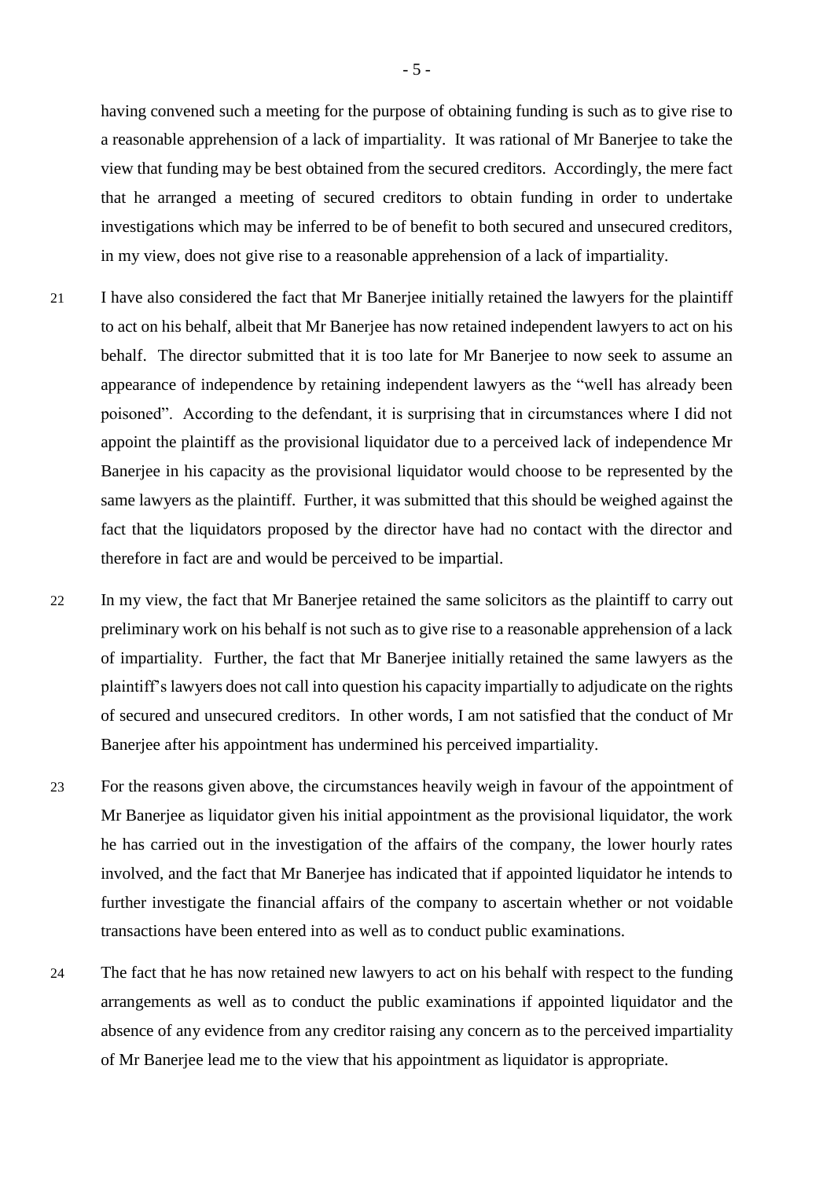having convened such a meeting for the purpose of obtaining funding is such as to give rise to a reasonable apprehension of a lack of impartiality. It was rational of Mr Banerjee to take the view that funding may be best obtained from the secured creditors. Accordingly, the mere fact that he arranged a meeting of secured creditors to obtain funding in order to undertake investigations which may be inferred to be of benefit to both secured and unsecured creditors, in my view, does not give rise to a reasonable apprehension of a lack of impartiality.

21 I have also considered the fact that Mr Banerjee initially retained the lawyers for the plaintiff to act on his behalf, albeit that Mr Banerjee has now retained independent lawyers to act on his behalf. The director submitted that it is too late for Mr Banerjee to now seek to assume an appearance of independence by retaining independent lawyers as the "well has already been poisoned". According to the defendant, it is surprising that in circumstances where I did not appoint the plaintiff as the provisional liquidator due to a perceived lack of independence Mr Banerjee in his capacity as the provisional liquidator would choose to be represented by the same lawyers as the plaintiff. Further, it was submitted that this should be weighed against the fact that the liquidators proposed by the director have had no contact with the director and therefore in fact are and would be perceived to be impartial.

22 In my view, the fact that Mr Banerjee retained the same solicitors as the plaintiff to carry out preliminary work on his behalf is not such as to give rise to a reasonable apprehension of a lack of impartiality. Further, the fact that Mr Banerjee initially retained the same lawyers as the plaintiff's lawyers does not call into question his capacity impartially to adjudicate on the rights of secured and unsecured creditors. In other words, I am not satisfied that the conduct of Mr Banerjee after his appointment has undermined his perceived impartiality.

23 For the reasons given above, the circumstances heavily weigh in favour of the appointment of Mr Banerjee as liquidator given his initial appointment as the provisional liquidator, the work he has carried out in the investigation of the affairs of the company, the lower hourly rates involved, and the fact that Mr Banerjee has indicated that if appointed liquidator he intends to further investigate the financial affairs of the company to ascertain whether or not voidable transactions have been entered into as well as to conduct public examinations.

24 The fact that he has now retained new lawyers to act on his behalf with respect to the funding arrangements as well as to conduct the public examinations if appointed liquidator and the absence of any evidence from any creditor raising any concern as to the perceived impartiality of Mr Banerjee lead me to the view that his appointment as liquidator is appropriate.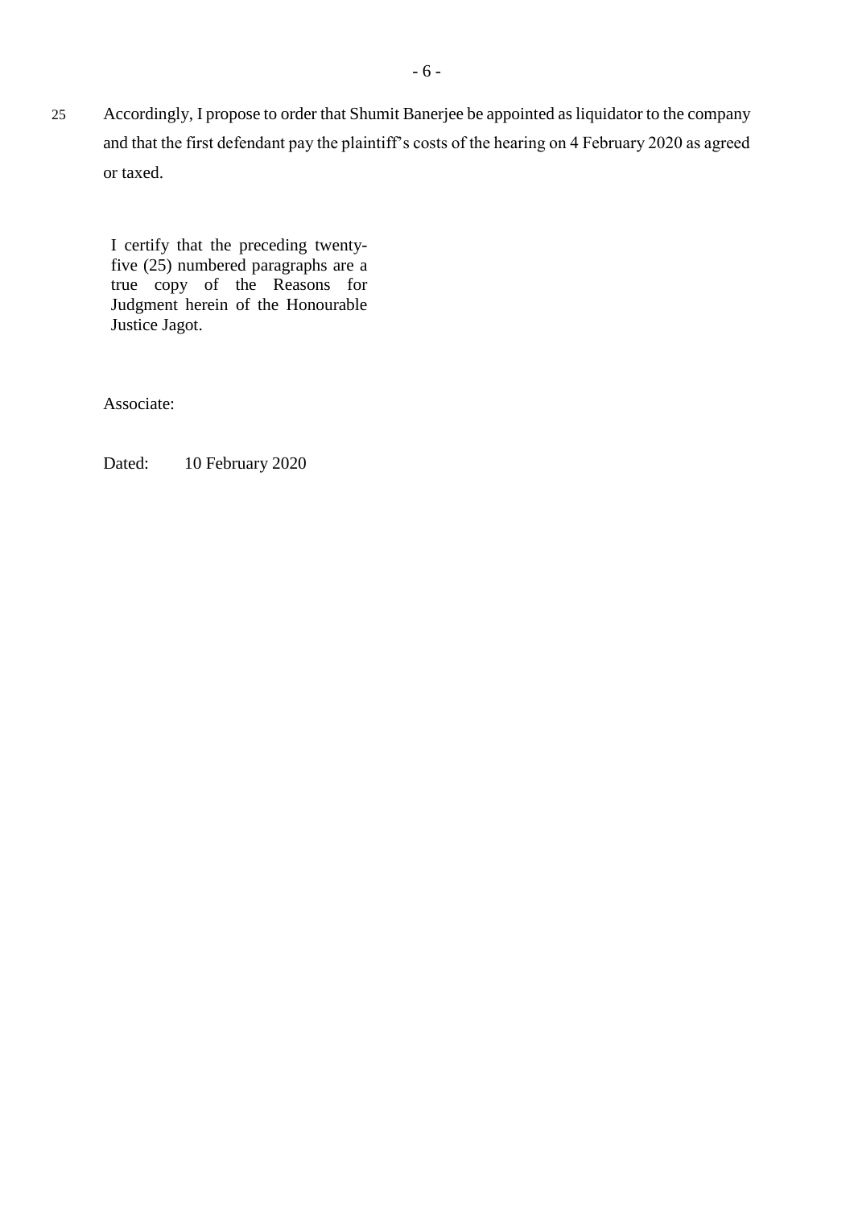25 Accordingly, I propose to order that Shumit Banerjee be appointed as liquidator to the company and that the first defendant pay the plaintiff's costs of the hearing on 4 February 2020 as agreed or taxed.

I certify that the preceding twenty-five (25) numbered paragraphs are a true copy of the Reasons for Judgment herein of the Honourable Justice Jagot.

Associate:

Dated: 10 February 2020